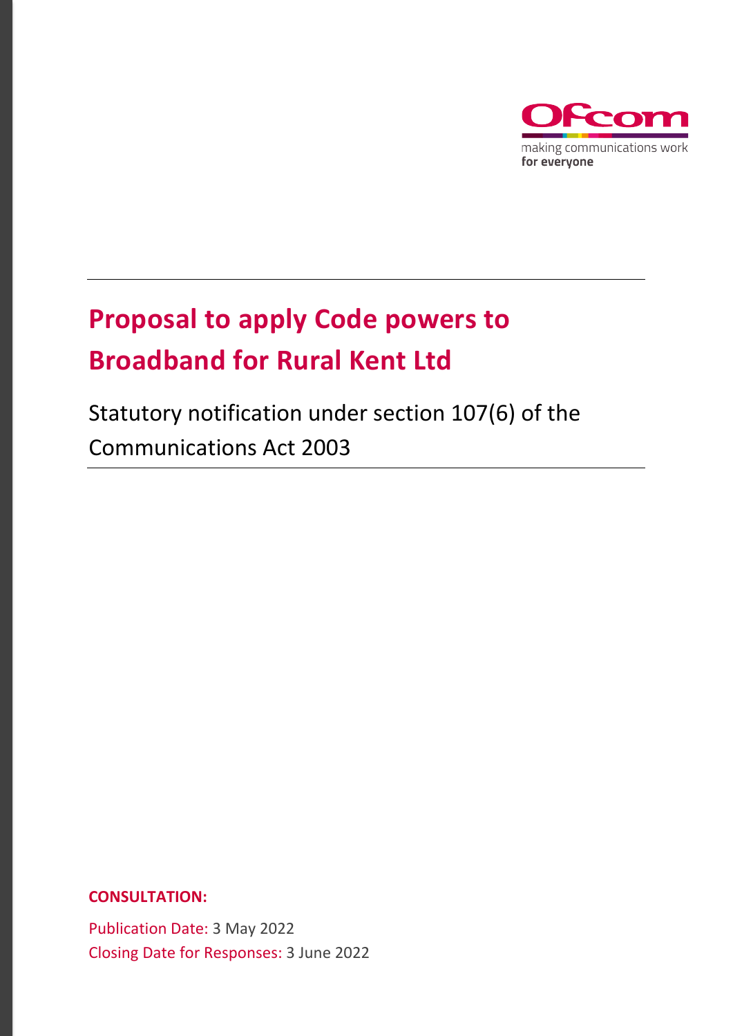Ofcom

making communications work
**for everyone**

# Proposal to apply Code powers to Broadband for Rural Kent Ltd

Statutory notification under section 107(6) of the Communications Act 2003

**CONSULTATION:**

Publication Date: 3 May 2022

Closing Date for Responses: 3 June 2022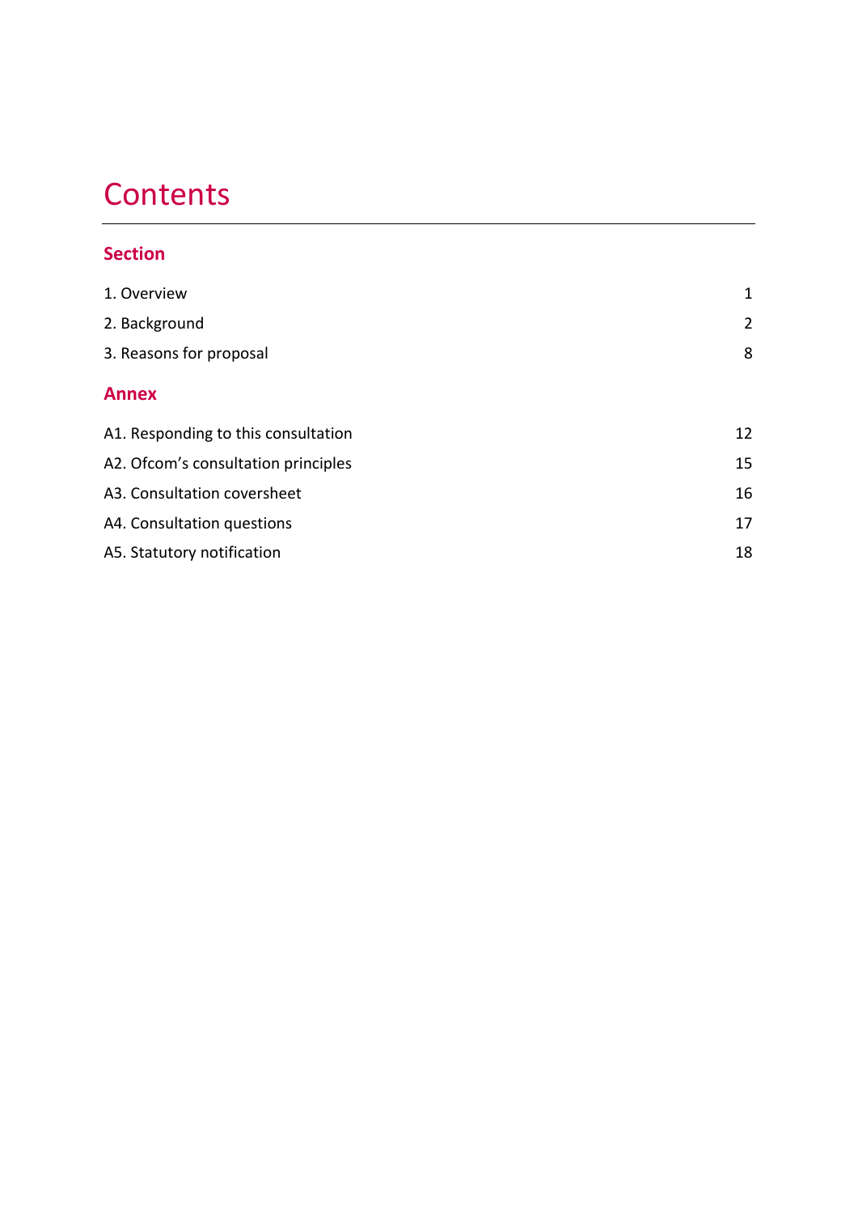# Contents

## Section

| | |
|---|---|
| 1. Overview | 1 |
| 2. Background | 2 |
| 3. Reasons for proposal | 8 |

## Annex

| | |
|---|---|
| A1. Responding to this consultation | 12 |
| A2. Ofcom's consultation principles | 15 |
| A3. Consultation coversheet | 16 |
| A4. Consultation questions | 17 |
| A5. Statutory notification | 18 |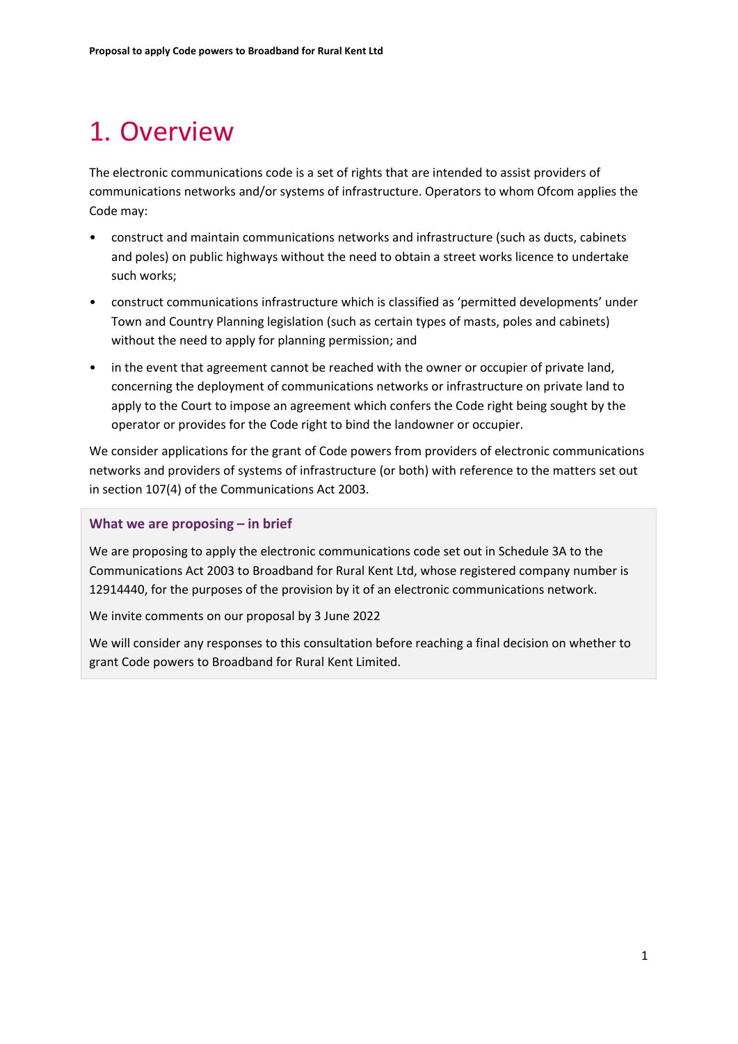# 1. Overview

The electronic communications code is a set of rights that are intended to assist providers of communications networks and/or systems of infrastructure. Operators to whom Ofcom applies the Code may:

- construct and maintain communications networks and infrastructure (such as ducts, cabinets and poles) on public highways without the need to obtain a street works licence to undertake such works;
- construct communications infrastructure which is classified as 'permitted developments' under Town and Country Planning legislation (such as certain types of masts, poles and cabinets) without the need to apply for planning permission; and
- in the event that agreement cannot be reached with the owner or occupier of private land, concerning the deployment of communications networks or infrastructure on private land to apply to the Court to impose an agreement which confers the Code right being sought by the operator or provides for the Code right to bind the landowner or occupier.

We consider applications for the grant of Code powers from providers of electronic communications networks and providers of systems of infrastructure (or both) with reference to the matters set out in section 107(4) of the Communications Act 2003.

### What we are proposing – in brief

We are proposing to apply the electronic communications code set out in Schedule 3A to the Communications Act 2003 to Broadband for Rural Kent Ltd, whose registered company number is 12914440, for the purposes of the provision by it of an electronic communications network.

We invite comments on our proposal by 3 June 2022

We will consider any responses to this consultation before reaching a final decision on whether to grant Code powers to Broadband for Rural Kent Limited.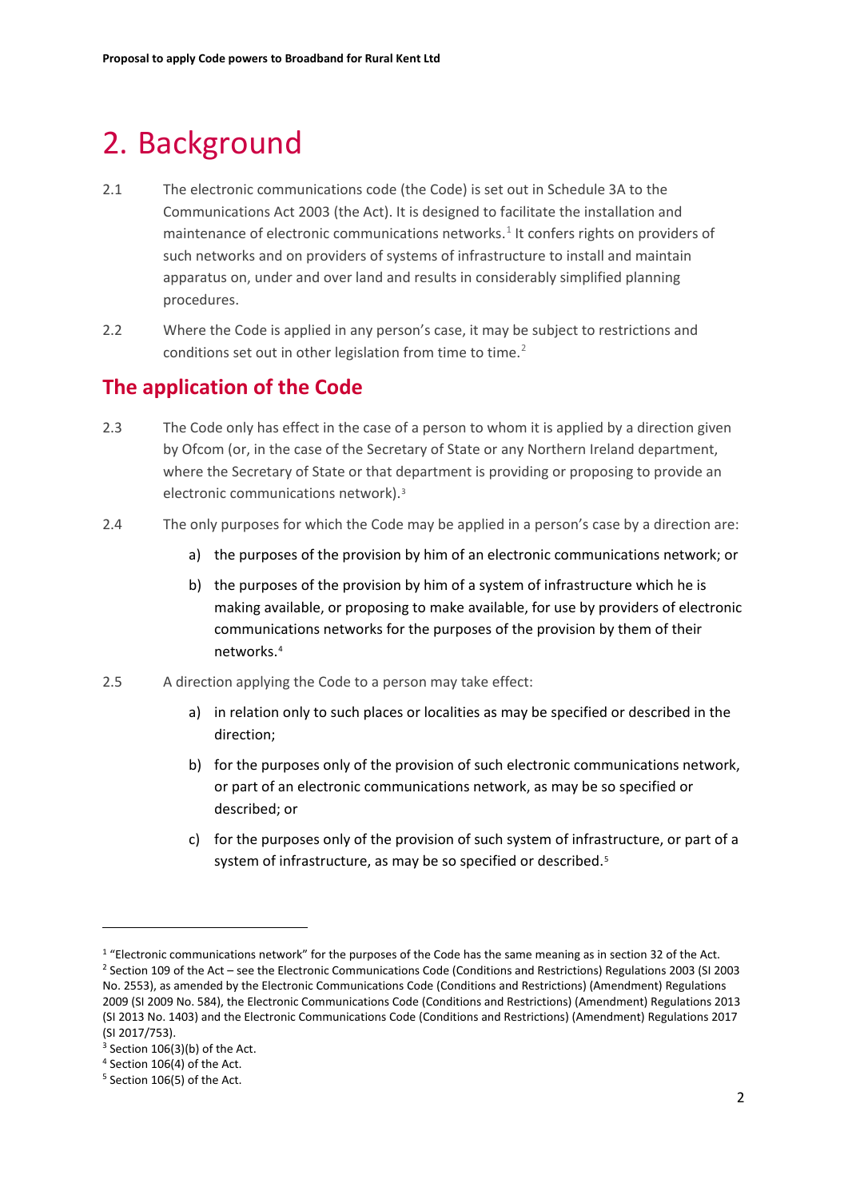# 2. Background

2.1 The electronic communications code (the Code) is set out in Schedule 3A to the Communications Act 2003 (the Act). It is designed to facilitate the installation and maintenance of electronic communications networks.[1] It confers rights on providers of such networks and on providers of systems of infrastructure to install and maintain apparatus on, under and over land and results in considerably simplified planning procedures.

2.2 Where the Code is applied in any person's case, it may be subject to restrictions and conditions set out in other legislation from time to time.[2]

## The application of the Code

2.3 The Code only has effect in the case of a person to whom it is applied by a direction given by Ofcom (or, in the case of the Secretary of State or any Northern Ireland department, where the Secretary of State or that department is providing or proposing to provide an electronic communications network).[3]

2.4 The only purposes for which the Code may be applied in a person's case by a direction are:

a) the purposes of the provision by him of an electronic communications network; or

b) the purposes of the provision by him of a system of infrastructure which he is making available, or proposing to make available, for use by providers of electronic communications networks for the purposes of the provision by them of their networks.[4]

2.5 A direction applying the Code to a person may take effect:

a) in relation only to such places or localities as may be specified or described in the direction;

b) for the purposes only of the provision of such electronic communications network, or part of an electronic communications network, as may be so specified or described; or

c) for the purposes only of the provision of such system of infrastructure, or part of a system of infrastructure, as may be so specified or described.[5]

---

[1] "Electronic communications network" for the purposes of the Code has the same meaning as in section 32 of the Act.

[2] Section 109 of the Act – see the Electronic Communications Code (Conditions and Restrictions) Regulations 2003 (SI 2003 No. 2553), as amended by the Electronic Communications Code (Conditions and Restrictions) (Amendment) Regulations 2009 (SI 2009 No. 584), the Electronic Communications Code (Conditions and Restrictions) (Amendment) Regulations 2013 (SI 2013 No. 1403) and the Electronic Communications Code (Conditions and Restrictions) (Amendment) Regulations 2017 (SI 2017/753).

[3] Section 106(3)(b) of the Act.

[4] Section 106(4) of the Act.

[5] Section 106(5) of the Act.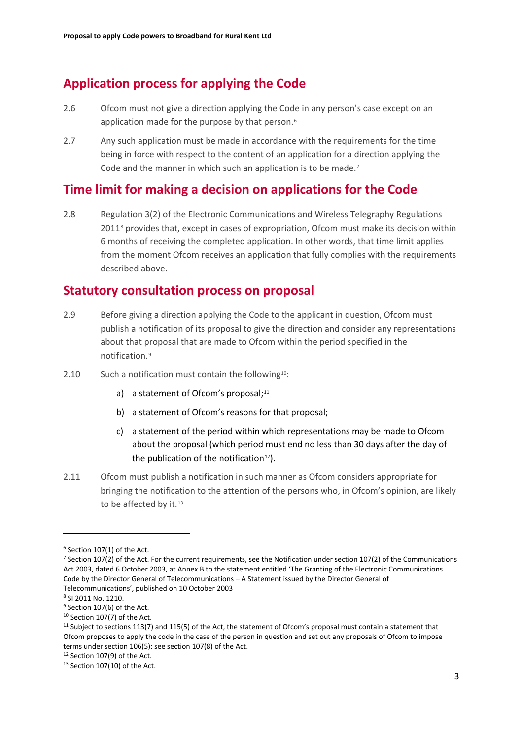## Application process for applying the Code

2.6 Ofcom must not give a direction applying the Code in any person's case except on an application made for the purpose by that person.[6]

2.7 Any such application must be made in accordance with the requirements for the time being in force with respect to the content of an application for a direction applying the Code and the manner in which such an application is to be made.[7]

## Time limit for making a decision on applications for the Code

2.8 Regulation 3(2) of the Electronic Communications and Wireless Telegraphy Regulations 2011[8] provides that, except in cases of expropriation, Ofcom must make its decision within 6 months of receiving the completed application. In other words, that time limit applies from the moment Ofcom receives an application that fully complies with the requirements described above.

## Statutory consultation process on proposal

2.9 Before giving a direction applying the Code to the applicant in question, Ofcom must publish a notification of its proposal to give the direction and consider any representations about that proposal that are made to Ofcom within the period specified in the notification.[9]

2.10 Such a notification must contain the following[10]:

a) a statement of Ofcom's proposal;[11]

b) a statement of Ofcom's reasons for that proposal;

c) a statement of the period within which representations may be made to Ofcom about the proposal (which period must end no less than 30 days after the day of the publication of the notification[12]).

2.11 Ofcom must publish a notification in such manner as Ofcom considers appropriate for bringing the notification to the attention of the persons who, in Ofcom's opinion, are likely to be affected by it.[13]

---

[6] Section 107(1) of the Act.

[7] Section 107(2) of the Act. For the current requirements, see the Notification under section 107(2) of the Communications Act 2003, dated 6 October 2003, at Annex B to the statement entitled 'The Granting of the Electronic Communications Code by the Director General of Telecommunications – A Statement issued by the Director General of Telecommunications', published on 10 October 2003

[8] SI 2011 No. 1210.

[9] Section 107(6) of the Act.

[10] Section 107(7) of the Act.

[11] Subject to sections 113(7) and 115(5) of the Act, the statement of Ofcom's proposal must contain a statement that Ofcom proposes to apply the code in the case of the person in question and set out any proposals of Ofcom to impose terms under section 106(5): see section 107(8) of the Act.

[12] Section 107(9) of the Act.

[13] Section 107(10) of the Act.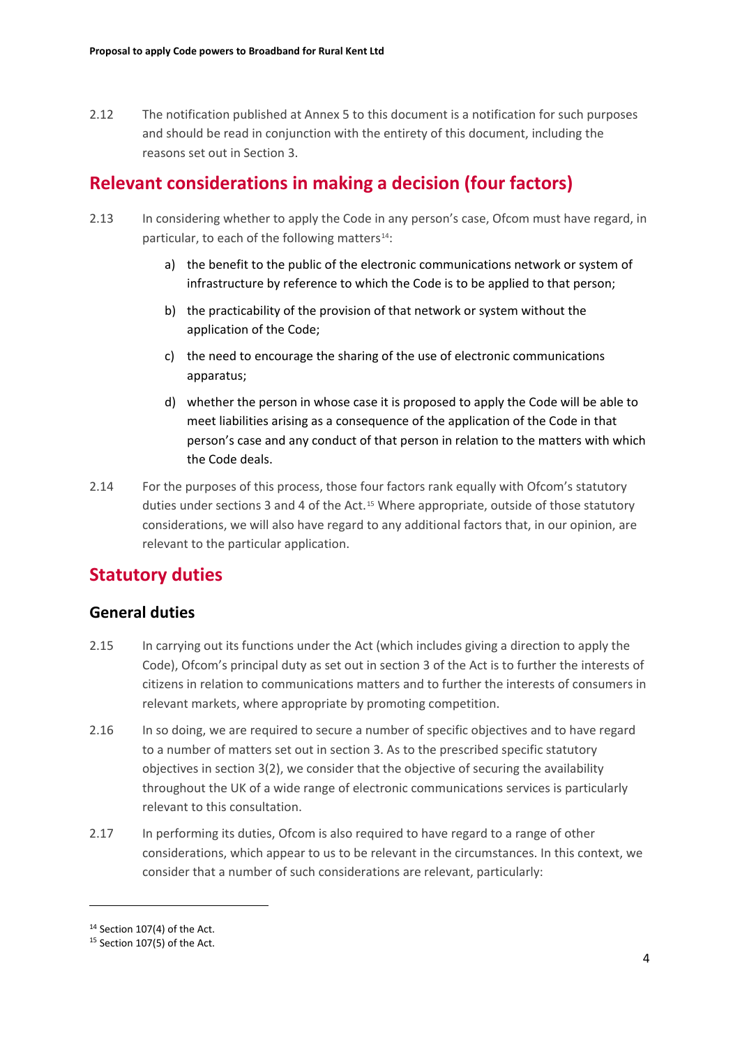2.12 The notification published at Annex 5 to this document is a notification for such purposes and should be read in conjunction with the entirety of this document, including the reasons set out in Section 3.

## Relevant considerations in making a decision (four factors)

2.13 In considering whether to apply the Code in any person's case, Ofcom must have regard, in particular, to each of the following matters[14]:

a) the benefit to the public of the electronic communications network or system of infrastructure by reference to which the Code is to be applied to that person;

b) the practicability of the provision of that network or system without the application of the Code;

c) the need to encourage the sharing of the use of electronic communications apparatus;

d) whether the person in whose case it is proposed to apply the Code will be able to meet liabilities arising as a consequence of the application of the Code in that person's case and any conduct of that person in relation to the matters with which the Code deals.

2.14 For the purposes of this process, those four factors rank equally with Ofcom's statutory duties under sections 3 and 4 of the Act.[15] Where appropriate, outside of those statutory considerations, we will also have regard to any additional factors that, in our opinion, are relevant to the particular application.

## Statutory duties

### General duties

2.15 In carrying out its functions under the Act (which includes giving a direction to apply the Code), Ofcom's principal duty as set out in section 3 of the Act is to further the interests of citizens in relation to communications matters and to further the interests of consumers in relevant markets, where appropriate by promoting competition.

2.16 In so doing, we are required to secure a number of specific objectives and to have regard to a number of matters set out in section 3. As to the prescribed specific statutory objectives in section 3(2), we consider that the objective of securing the availability throughout the UK of a wide range of electronic communications services is particularly relevant to this consultation.

2.17 In performing its duties, Ofcom is also required to have regard to a range of other considerations, which appear to us to be relevant in the circumstances. In this context, we consider that a number of such considerations are relevant, particularly:

---

[14] Section 107(4) of the Act.

[15] Section 107(5) of the Act.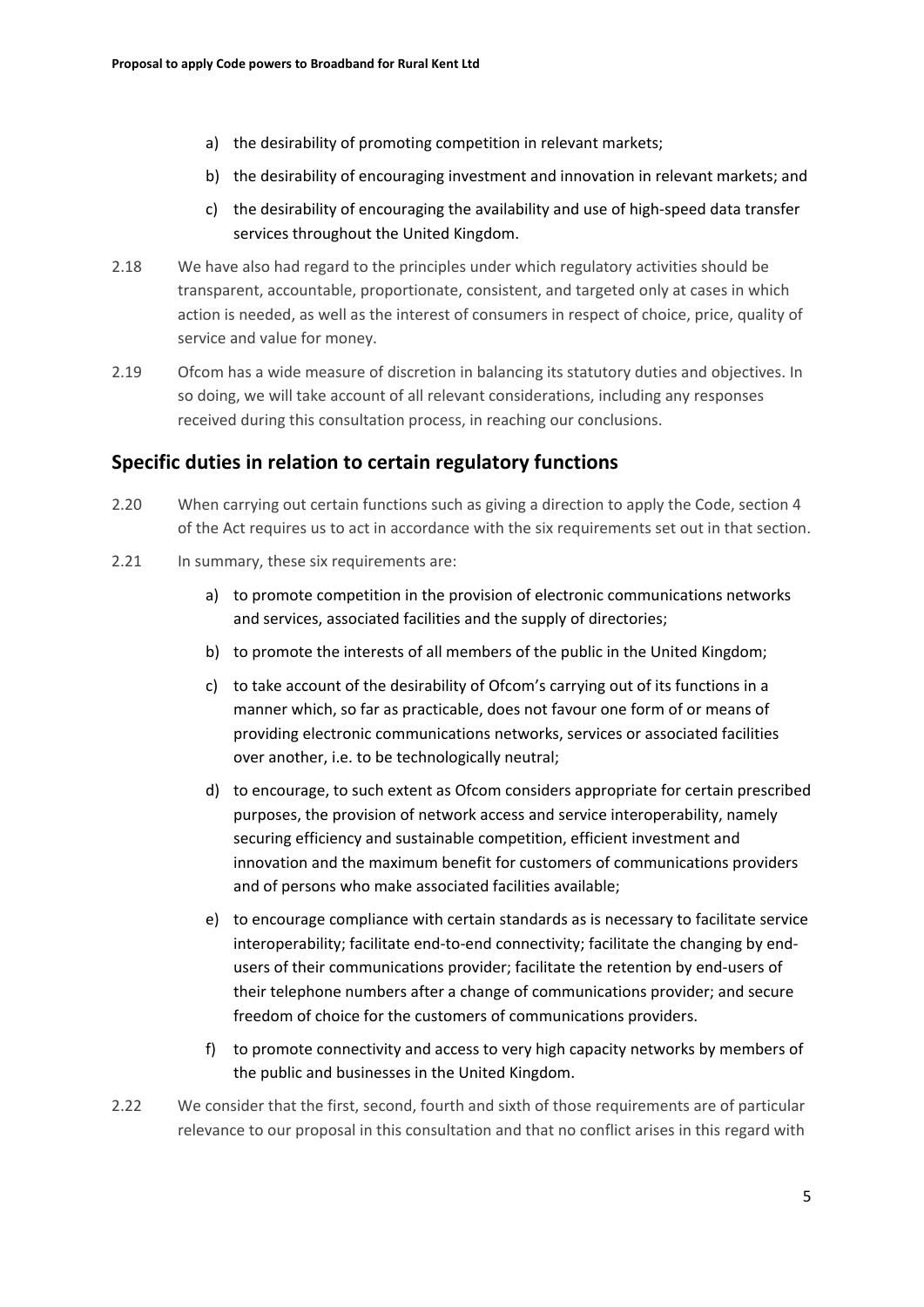a) the desirability of promoting competition in relevant markets;

b) the desirability of encouraging investment and innovation in relevant markets; and

c) the desirability of encouraging the availability and use of high-speed data transfer services throughout the United Kingdom.

2.18 We have also had regard to the principles under which regulatory activities should be transparent, accountable, proportionate, consistent, and targeted only at cases in which action is needed, as well as the interest of consumers in respect of choice, price, quality of service and value for money.

2.19 Ofcom has a wide measure of discretion in balancing its statutory duties and objectives. In so doing, we will take account of all relevant considerations, including any responses received during this consultation process, in reaching our conclusions.

## Specific duties in relation to certain regulatory functions

2.20 When carrying out certain functions such as giving a direction to apply the Code, section 4 of the Act requires us to act in accordance with the six requirements set out in that section.

2.21 In summary, these six requirements are:

a) to promote competition in the provision of electronic communications networks and services, associated facilities and the supply of directories;

b) to promote the interests of all members of the public in the United Kingdom;

c) to take account of the desirability of Ofcom's carrying out of its functions in a manner which, so far as practicable, does not favour one form of or means of providing electronic communications networks, services or associated facilities over another, i.e. to be technologically neutral;

d) to encourage, to such extent as Ofcom considers appropriate for certain prescribed purposes, the provision of network access and service interoperability, namely securing efficiency and sustainable competition, efficient investment and innovation and the maximum benefit for customers of communications providers and of persons who make associated facilities available;

e) to encourage compliance with certain standards as is necessary to facilitate service interoperability; facilitate end-to-end connectivity; facilitate the changing by end-users of their communications provider; facilitate the retention by end-users of their telephone numbers after a change of communications provider; and secure freedom of choice for the customers of communications providers.

f) to promote connectivity and access to very high capacity networks by members of the public and businesses in the United Kingdom.

2.22 We consider that the first, second, fourth and sixth of those requirements are of particular relevance to our proposal in this consultation and that no conflict arises in this regard with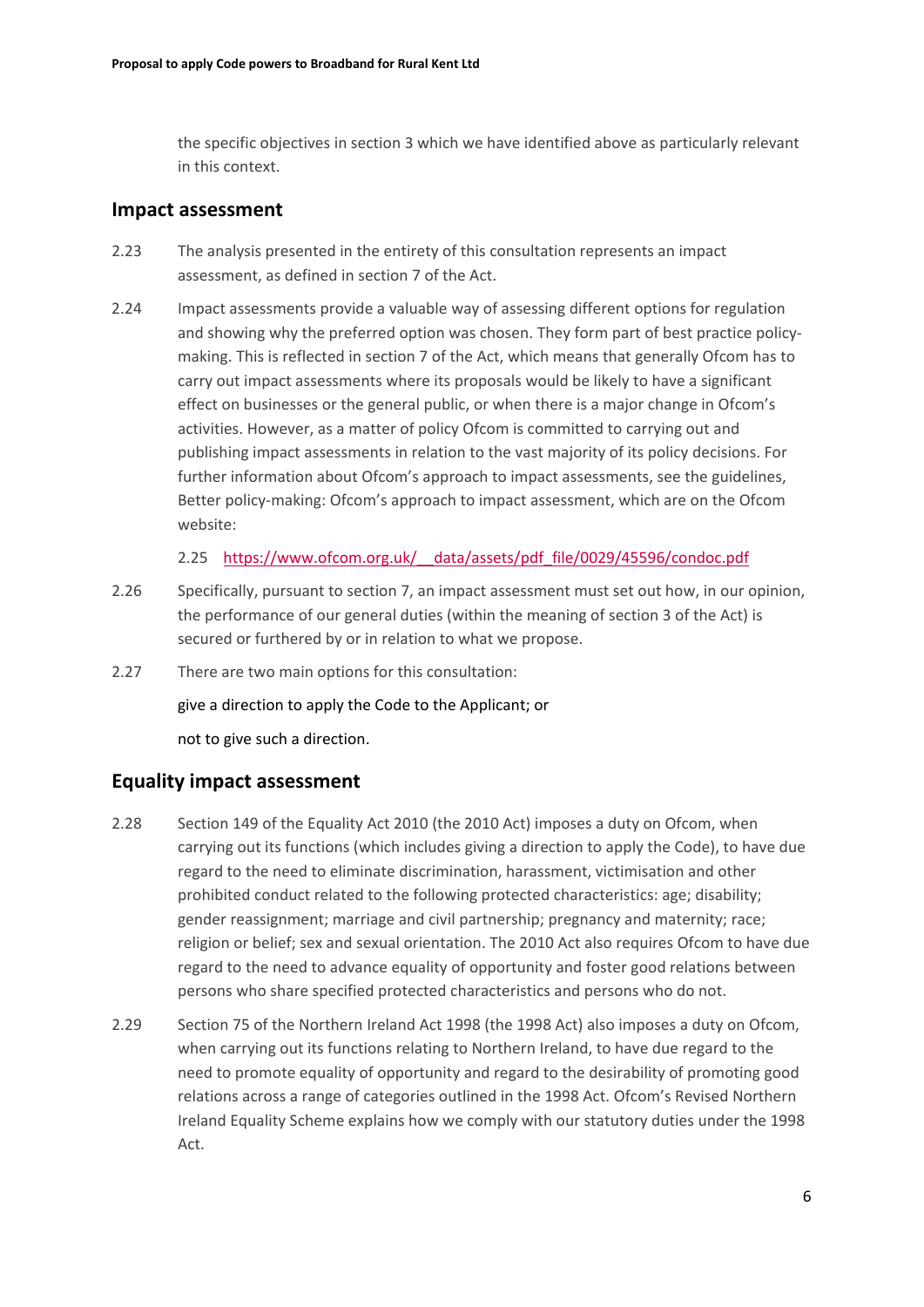the specific objectives in section 3 which we have identified above as particularly relevant in this context.

## Impact assessment

2.23 The analysis presented in the entirety of this consultation represents an impact assessment, as defined in section 7 of the Act.

2.24 Impact assessments provide a valuable way of assessing different options for regulation and showing why the preferred option was chosen. They form part of best practice policy-making. This is reflected in section 7 of the Act, which means that generally Ofcom has to carry out impact assessments where its proposals would be likely to have a significant effect on businesses or the general public, or when there is a major change in Ofcom's activities. However, as a matter of policy Ofcom is committed to carrying out and publishing impact assessments in relation to the vast majority of its policy decisions. For further information about Ofcom's approach to impact assessments, see the guidelines, Better policy-making: Ofcom's approach to impact assessment, which are on the Ofcom website:

2.25 https://www.ofcom.org.uk/__data/assets/pdf_file/0029/45596/condoc.pdf

2.26 Specifically, pursuant to section 7, an impact assessment must set out how, in our opinion, the performance of our general duties (within the meaning of section 3 of the Act) is secured or furthered by or in relation to what we propose.

2.27 There are two main options for this consultation:

give a direction to apply the Code to the Applicant; or

not to give such a direction.

## Equality impact assessment

2.28 Section 149 of the Equality Act 2010 (the 2010 Act) imposes a duty on Ofcom, when carrying out its functions (which includes giving a direction to apply the Code), to have due regard to the need to eliminate discrimination, harassment, victimisation and other prohibited conduct related to the following protected characteristics: age; disability; gender reassignment; marriage and civil partnership; pregnancy and maternity; race; religion or belief; sex and sexual orientation. The 2010 Act also requires Ofcom to have due regard to the need to advance equality of opportunity and foster good relations between persons who share specified protected characteristics and persons who do not.

2.29 Section 75 of the Northern Ireland Act 1998 (the 1998 Act) also imposes a duty on Ofcom, when carrying out its functions relating to Northern Ireland, to have due regard to the need to promote equality of opportunity and regard to the desirability of promoting good relations across a range of categories outlined in the 1998 Act. Ofcom's Revised Northern Ireland Equality Scheme explains how we comply with our statutory duties under the 1998 Act.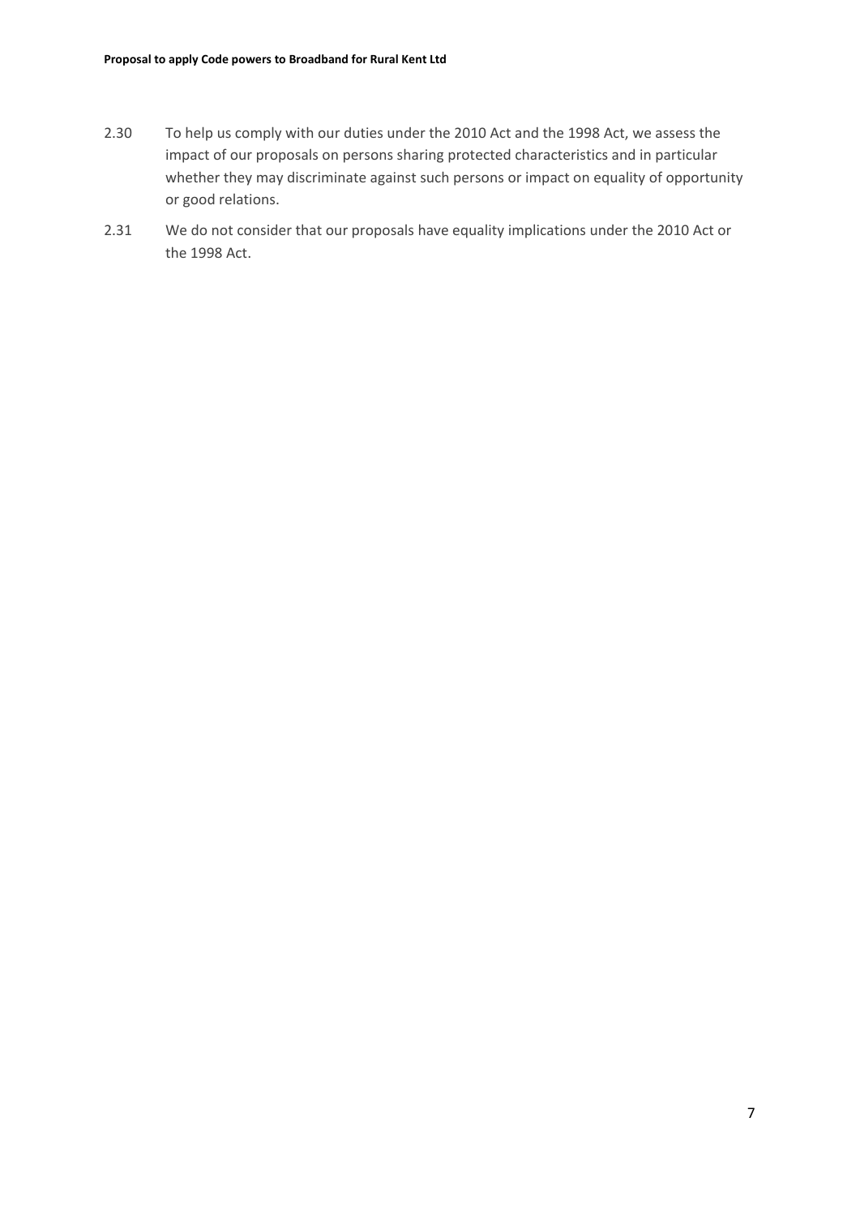2.30 To help us comply with our duties under the 2010 Act and the 1998 Act, we assess the impact of our proposals on persons sharing protected characteristics and in particular whether they may discriminate against such persons or impact on equality of opportunity or good relations.

2.31 We do not consider that our proposals have equality implications under the 2010 Act or the 1998 Act.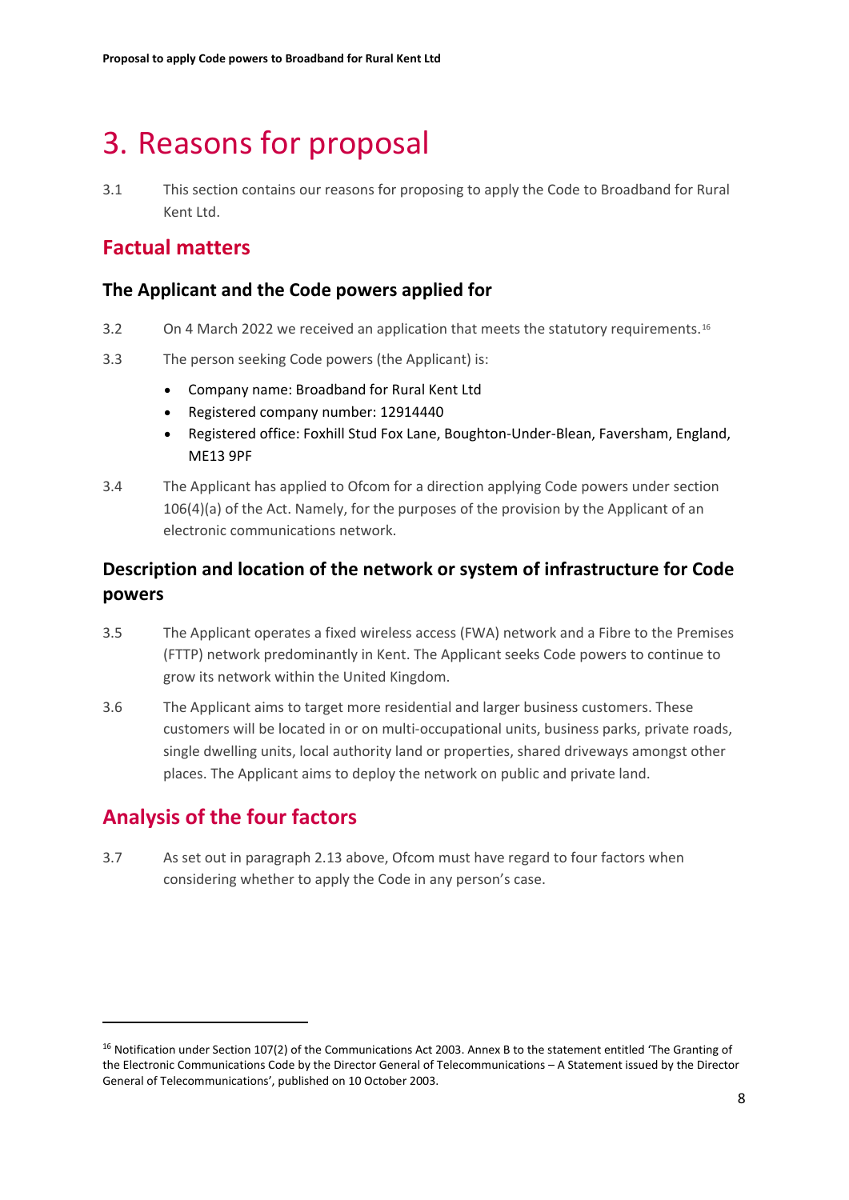# 3. Reasons for proposal

3.1 This section contains our reasons for proposing to apply the Code to Broadband for Rural Kent Ltd.

## Factual matters

### The Applicant and the Code powers applied for

3.2 On 4 March 2022 we received an application that meets the statutory requirements.[16]

3.3 The person seeking Code powers (the Applicant) is:

- Company name: Broadband for Rural Kent Ltd
- Registered company number: 12914440
- Registered office: Foxhill Stud Fox Lane, Boughton-Under-Blean, Faversham, England, ME13 9PF

3.4 The Applicant has applied to Ofcom for a direction applying Code powers under section 106(4)(a) of the Act. Namely, for the purposes of the provision by the Applicant of an electronic communications network.

### Description and location of the network or system of infrastructure for Code powers

3.5 The Applicant operates a fixed wireless access (FWA) network and a Fibre to the Premises (FTTP) network predominantly in Kent. The Applicant seeks Code powers to continue to grow its network within the United Kingdom.

3.6 The Applicant aims to target more residential and larger business customers. These customers will be located in or on multi-occupational units, business parks, private roads, single dwelling units, local authority land or properties, shared driveways amongst other places. The Applicant aims to deploy the network on public and private land.

## Analysis of the four factors

3.7 As set out in paragraph 2.13 above, Ofcom must have regard to four factors when considering whether to apply the Code in any person's case.

[16] Notification under Section 107(2) of the Communications Act 2003. Annex B to the statement entitled 'The Granting of the Electronic Communications Code by the Director General of Telecommunications – A Statement issued by the Director General of Telecommunications', published on 10 October 2003.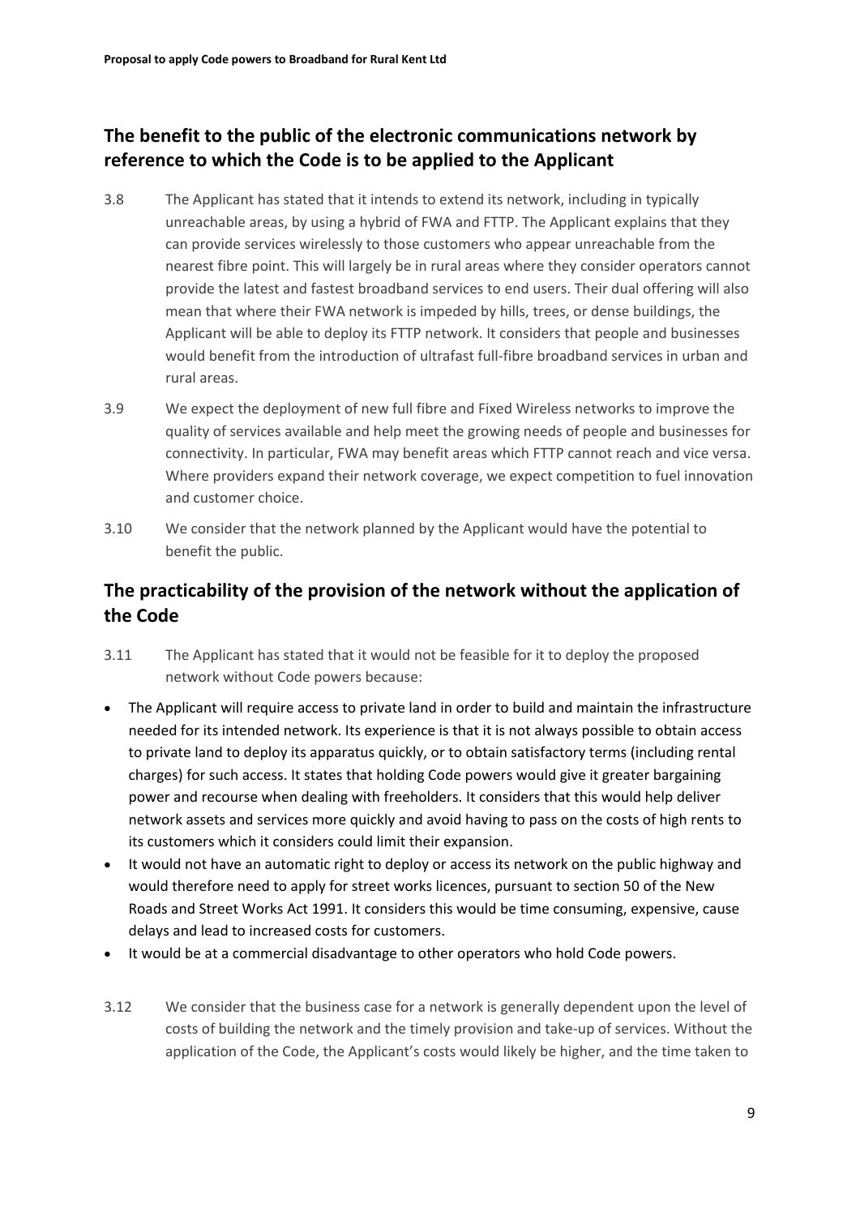## The benefit to the public of the electronic communications network by reference to which the Code is to be applied to the Applicant

3.8 The Applicant has stated that it intends to extend its network, including in typically unreachable areas, by using a hybrid of FWA and FTTP. The Applicant explains that they can provide services wirelessly to those customers who appear unreachable from the nearest fibre point. This will largely be in rural areas where they consider operators cannot provide the latest and fastest broadband services to end users. Their dual offering will also mean that where their FWA network is impeded by hills, trees, or dense buildings, the Applicant will be able to deploy its FTTP network. It considers that people and businesses would benefit from the introduction of ultrafast full-fibre broadband services in urban and rural areas.

3.9 We expect the deployment of new full fibre and Fixed Wireless networks to improve the quality of services available and help meet the growing needs of people and businesses for connectivity. In particular, FWA may benefit areas which FTTP cannot reach and vice versa. Where providers expand their network coverage, we expect competition to fuel innovation and customer choice.

3.10 We consider that the network planned by the Applicant would have the potential to benefit the public.

## The practicability of the provision of the network without the application of the Code

3.11 The Applicant has stated that it would not be feasible for it to deploy the proposed network without Code powers because:

- The Applicant will require access to private land in order to build and maintain the infrastructure needed for its intended network. Its experience is that it is not always possible to obtain access to private land to deploy its apparatus quickly, or to obtain satisfactory terms (including rental charges) for such access. It states that holding Code powers would give it greater bargaining power and recourse when dealing with freeholders. It considers that this would help deliver network assets and services more quickly and avoid having to pass on the costs of high rents to its customers which it considers could limit their expansion.
- It would not have an automatic right to deploy or access its network on the public highway and would therefore need to apply for street works licences, pursuant to section 50 of the New Roads and Street Works Act 1991. It considers this would be time consuming, expensive, cause delays and lead to increased costs for customers.
- It would be at a commercial disadvantage to other operators who hold Code powers.

3.12 We consider that the business case for a network is generally dependent upon the level of costs of building the network and the timely provision and take-up of services. Without the application of the Code, the Applicant's costs would likely be higher, and the time taken to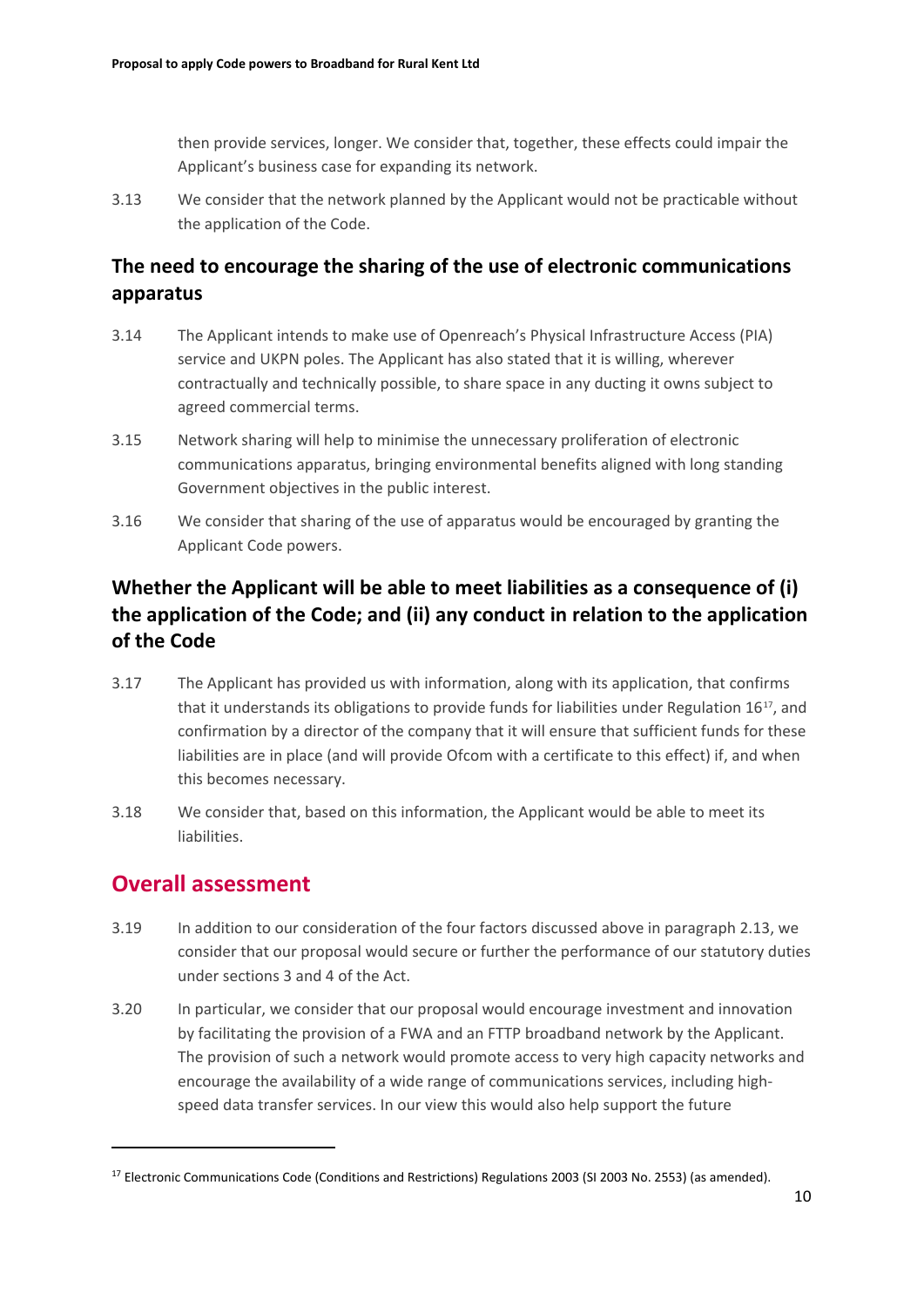then provide services, longer. We consider that, together, these effects could impair the Applicant's business case for expanding its network.

3.13 We consider that the network planned by the Applicant would not be practicable without the application of the Code.

## The need to encourage the sharing of the use of electronic communications apparatus

3.14 The Applicant intends to make use of Openreach's Physical Infrastructure Access (PIA) service and UKPN poles. The Applicant has also stated that it is willing, wherever contractually and technically possible, to share space in any ducting it owns subject to agreed commercial terms.

3.15 Network sharing will help to minimise the unnecessary proliferation of electronic communications apparatus, bringing environmental benefits aligned with long standing Government objectives in the public interest.

3.16 We consider that sharing of the use of apparatus would be encouraged by granting the Applicant Code powers.

## Whether the Applicant will be able to meet liabilities as a consequence of (i) the application of the Code; and (ii) any conduct in relation to the application of the Code

3.17 The Applicant has provided us with information, along with its application, that confirms that it understands its obligations to provide funds for liabilities under Regulation 16[17], and confirmation by a director of the company that it will ensure that sufficient funds for these liabilities are in place (and will provide Ofcom with a certificate to this effect) if, and when this becomes necessary.

3.18 We consider that, based on this information, the Applicant would be able to meet its liabilities.

# Overall assessment

3.19 In addition to our consideration of the four factors discussed above in paragraph 2.13, we consider that our proposal would secure or further the performance of our statutory duties under sections 3 and 4 of the Act.

3.20 In particular, we consider that our proposal would encourage investment and innovation by facilitating the provision of a FWA and an FTTP broadband network by the Applicant. The provision of such a network would promote access to very high capacity networks and encourage the availability of a wide range of communications services, including high-speed data transfer services. In our view this would also help support the future

[17] Electronic Communications Code (Conditions and Restrictions) Regulations 2003 (SI 2003 No. 2553) (as amended).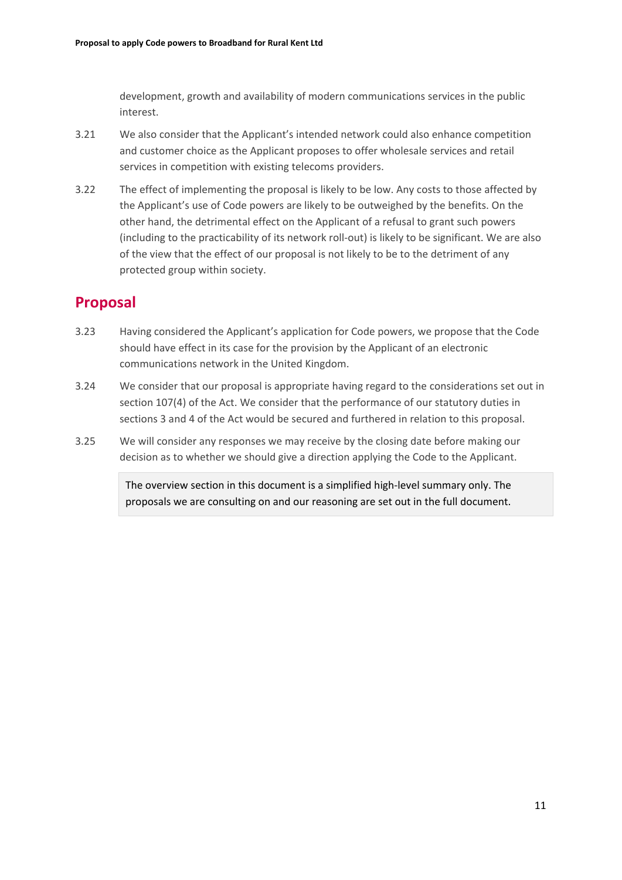development, growth and availability of modern communications services in the public interest.

3.21 We also consider that the Applicant's intended network could also enhance competition and customer choice as the Applicant proposes to offer wholesale services and retail services in competition with existing telecoms providers.

3.22 The effect of implementing the proposal is likely to be low. Any costs to those affected by the Applicant's use of Code powers are likely to be outweighed by the benefits. On the other hand, the detrimental effect on the Applicant of a refusal to grant such powers (including to the practicability of its network roll-out) is likely to be significant. We are also of the view that the effect of our proposal is not likely to be to the detriment of any protected group within society.

## Proposal

3.23 Having considered the Applicant's application for Code powers, we propose that the Code should have effect in its case for the provision by the Applicant of an electronic communications network in the United Kingdom.

3.24 We consider that our proposal is appropriate having regard to the considerations set out in section 107(4) of the Act. We consider that the performance of our statutory duties in sections 3 and 4 of the Act would be secured and furthered in relation to this proposal.

3.25 We will consider any responses we may receive by the closing date before making our decision as to whether we should give a direction applying the Code to the Applicant.

> The overview section in this document is a simplified high-level summary only. The proposals we are consulting on and our reasoning are set out in the full document.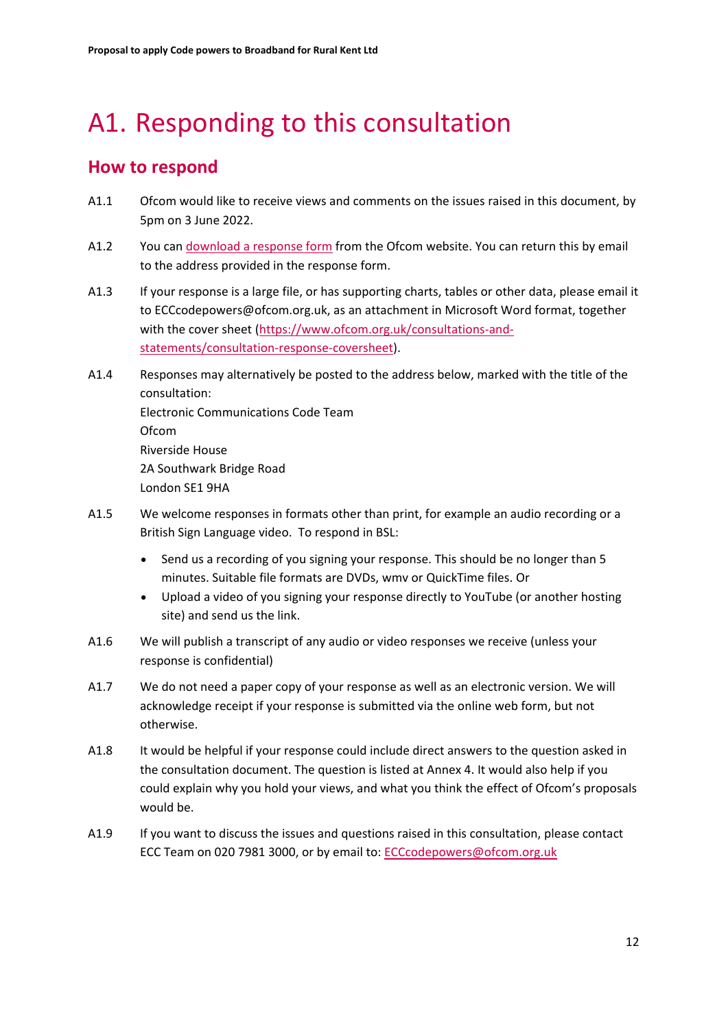# A1. Responding to this consultation

## How to respond

A1.1 Ofcom would like to receive views and comments on the issues raised in this document, by 5pm on 3 June 2022.

A1.2 You can [download a response form](https://www.ofcom.org.uk) from the Ofcom website. You can return this by email to the address provided in the response form.

A1.3 If your response is a large file, or has supporting charts, tables or other data, please email it to ECCcodepowers@ofcom.org.uk, as an attachment in Microsoft Word format, together with the cover sheet ([https://www.ofcom.org.uk/consultations-and-statements/consultation-response-coversheet](https://www.ofcom.org.uk/consultations-and-statements/consultation-response-coversheet)).

A1.4 Responses may alternatively be posted to the address below, marked with the title of the consultation:
Electronic Communications Code Team
Ofcom
Riverside House
2A Southwark Bridge Road
London SE1 9HA

A1.5 We welcome responses in formats other than print, for example an audio recording or a British Sign Language video. To respond in BSL:

- Send us a recording of you signing your response. This should be no longer than 5 minutes. Suitable file formats are DVDs, wmv or QuickTime files. Or
- Upload a video of you signing your response directly to YouTube (or another hosting site) and send us the link.

A1.6 We will publish a transcript of any audio or video responses we receive (unless your response is confidential)

A1.7 We do not need a paper copy of your response as well as an electronic version. We will acknowledge receipt if your response is submitted via the online web form, but not otherwise.

A1.8 It would be helpful if your response could include direct answers to the question asked in the consultation document. The question is listed at Annex 4. It would also help if you could explain why you hold your views, and what you think the effect of Ofcom's proposals would be.

A1.9 If you want to discuss the issues and questions raised in this consultation, please contact ECC Team on 020 7981 3000, or by email to: [ECCcodepowers@ofcom.org.uk](mailto:ECCcodepowers@ofcom.org.uk)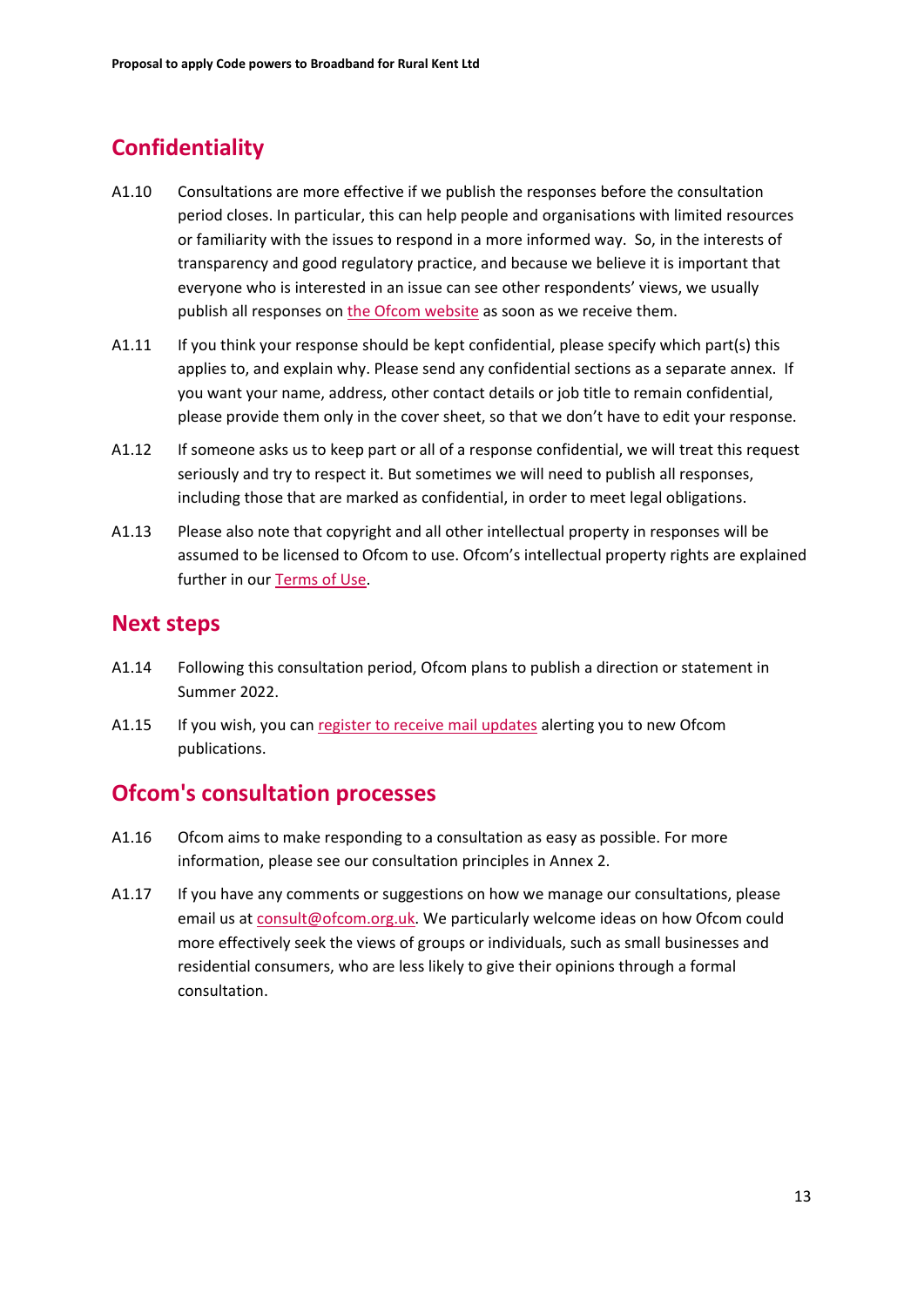## Confidentiality

A1.10 Consultations are more effective if we publish the responses before the consultation period closes. In particular, this can help people and organisations with limited resources or familiarity with the issues to respond in a more informed way. So, in the interests of transparency and good regulatory practice, and because we believe it is important that everyone who is interested in an issue can see other respondents' views, we usually publish all responses on the Ofcom website as soon as we receive them.

A1.11 If you think your response should be kept confidential, please specify which part(s) this applies to, and explain why. Please send any confidential sections as a separate annex. If you want your name, address, other contact details or job title to remain confidential, please provide them only in the cover sheet, so that we don't have to edit your response.

A1.12 If someone asks us to keep part or all of a response confidential, we will treat this request seriously and try to respect it. But sometimes we will need to publish all responses, including those that are marked as confidential, in order to meet legal obligations.

A1.13 Please also note that copyright and all other intellectual property in responses will be assumed to be licensed to Ofcom to use. Ofcom's intellectual property rights are explained further in our Terms of Use.

## Next steps

A1.14 Following this consultation period, Ofcom plans to publish a direction or statement in Summer 2022.

A1.15 If you wish, you can register to receive mail updates alerting you to new Ofcom publications.

## Ofcom's consultation processes

A1.16 Ofcom aims to make responding to a consultation as easy as possible. For more information, please see our consultation principles in Annex 2.

A1.17 If you have any comments or suggestions on how we manage our consultations, please email us at consult@ofcom.org.uk. We particularly welcome ideas on how Ofcom could more effectively seek the views of groups or individuals, such as small businesses and residential consumers, who are less likely to give their opinions through a formal consultation.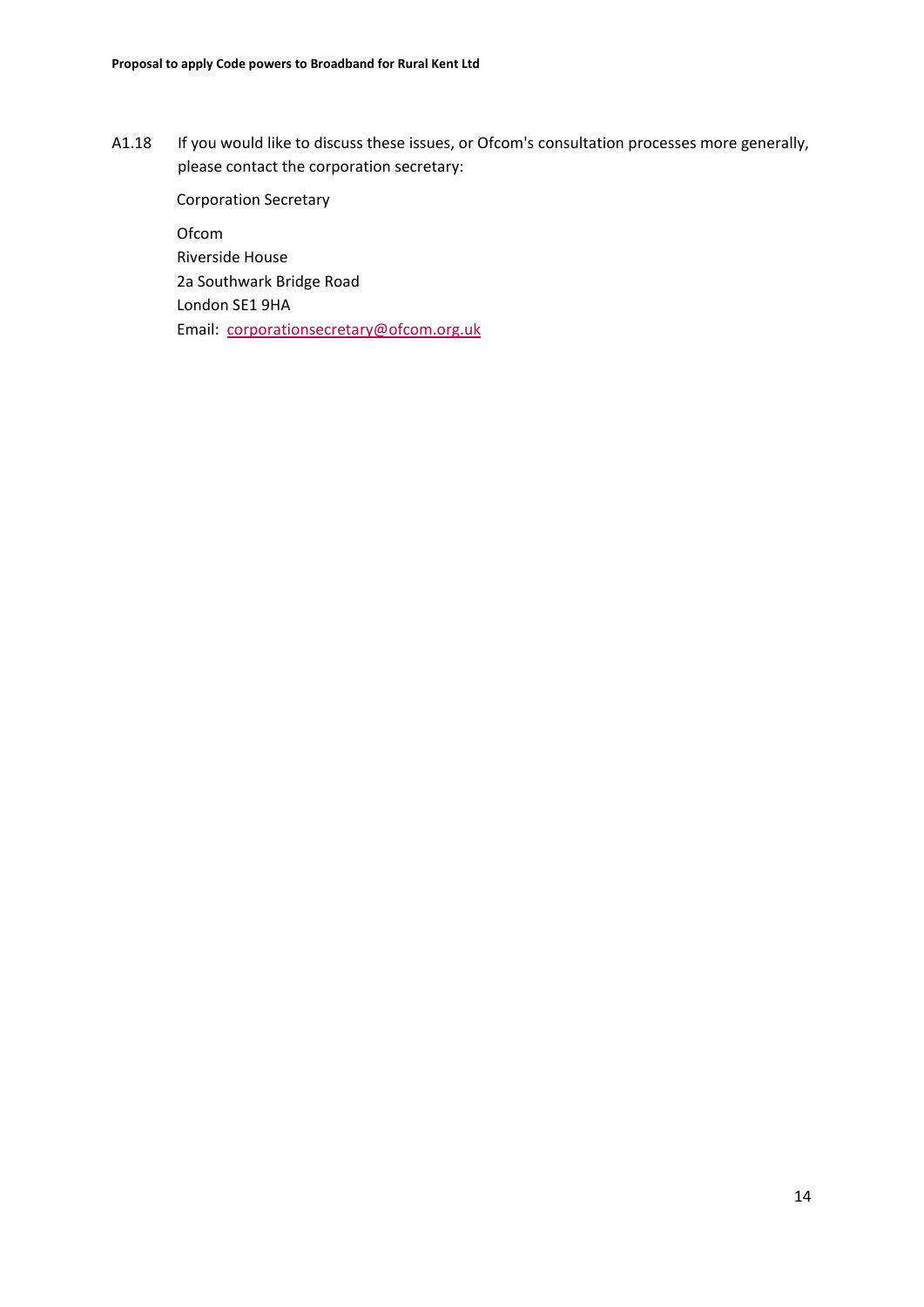A1.18 If you would like to discuss these issues, or Ofcom's consultation processes more generally, please contact the corporation secretary:

Corporation Secretary

Ofcom
Riverside House
2a Southwark Bridge Road
London SE1 9HA
Email: corporationsecretary@ofcom.org.uk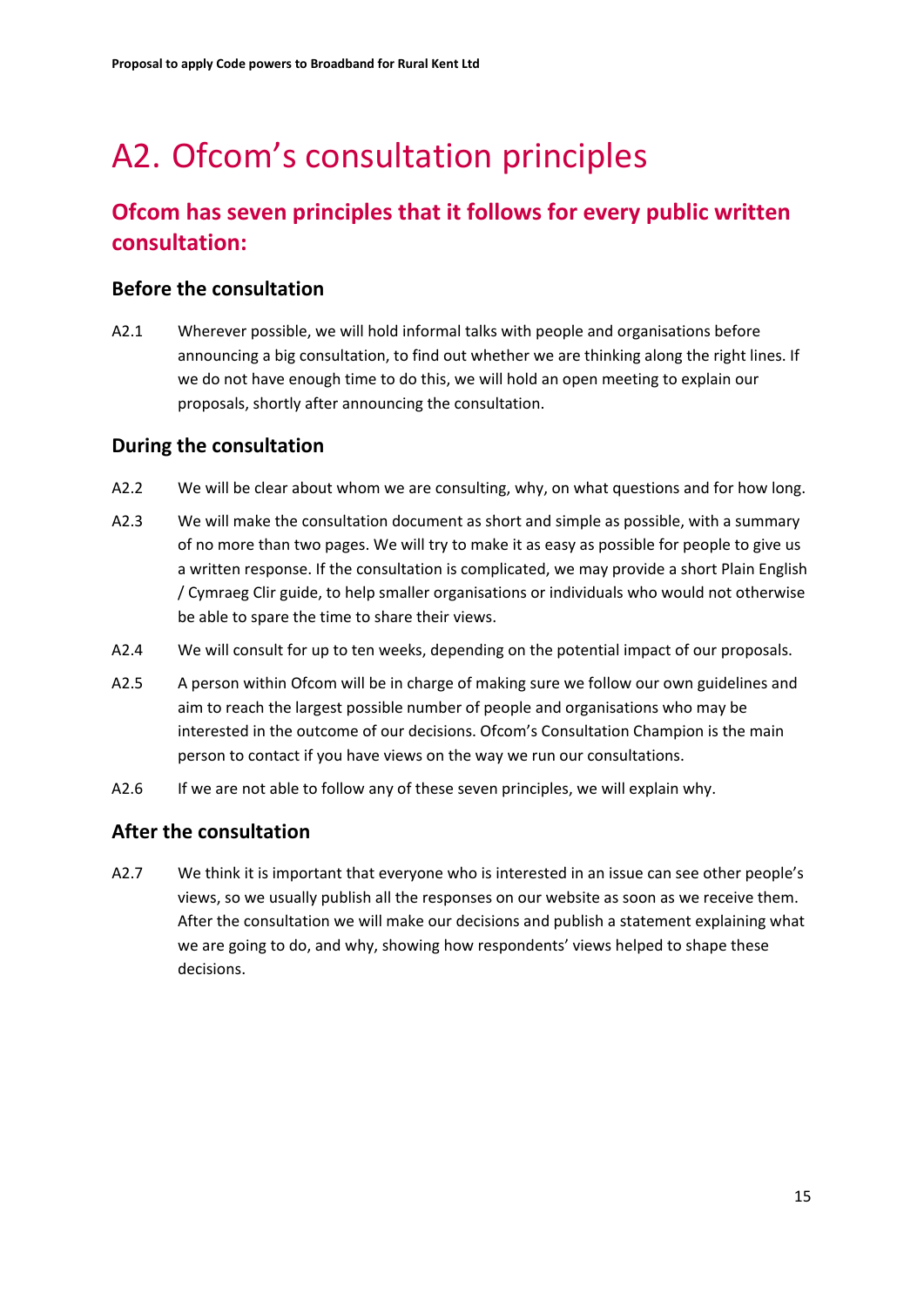# A2. Ofcom's consultation principles

## Ofcom has seven principles that it follows for every public written consultation:

### Before the consultation

A2.1 Wherever possible, we will hold informal talks with people and organisations before announcing a big consultation, to find out whether we are thinking along the right lines. If we do not have enough time to do this, we will hold an open meeting to explain our proposals, shortly after announcing the consultation.

### During the consultation

A2.2 We will be clear about whom we are consulting, why, on what questions and for how long.

A2.3 We will make the consultation document as short and simple as possible, with a summary of no more than two pages. We will try to make it as easy as possible for people to give us a written response. If the consultation is complicated, we may provide a short Plain English / Cymraeg Clir guide, to help smaller organisations or individuals who would not otherwise be able to spare the time to share their views.

A2.4 We will consult for up to ten weeks, depending on the potential impact of our proposals.

A2.5 A person within Ofcom will be in charge of making sure we follow our own guidelines and aim to reach the largest possible number of people and organisations who may be interested in the outcome of our decisions. Ofcom's Consultation Champion is the main person to contact if you have views on the way we run our consultations.

A2.6 If we are not able to follow any of these seven principles, we will explain why.

### After the consultation

A2.7 We think it is important that everyone who is interested in an issue can see other people's views, so we usually publish all the responses on our website as soon as we receive them. After the consultation we will make our decisions and publish a statement explaining what we are going to do, and why, showing how respondents' views helped to shape these decisions.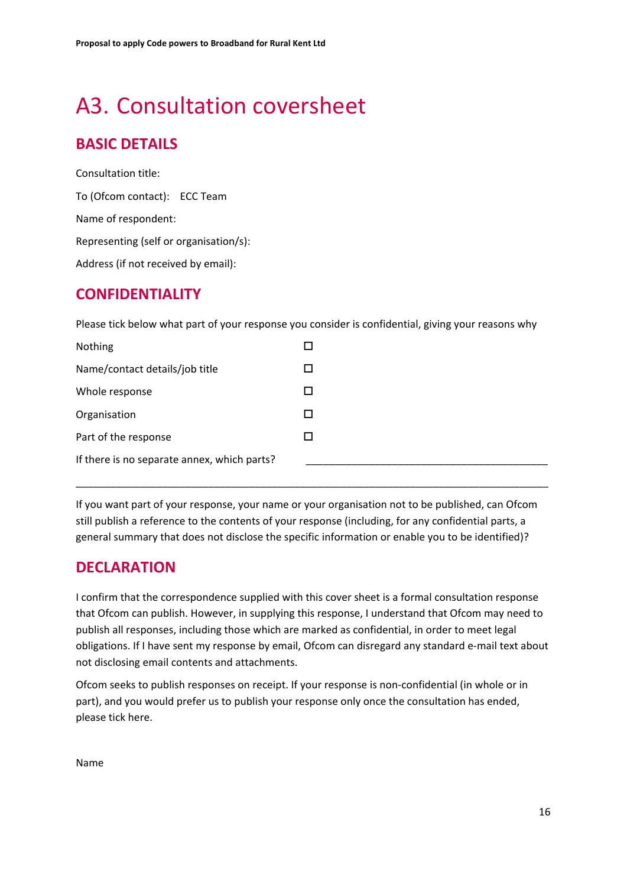# A3. Consultation coversheet

## BASIC DETAILS

Consultation title:

To (Ofcom contact): ECC Team

Name of respondent:

Representing (self or organisation/s):

Address (if not received by email):

## CONFIDENTIALITY

Please tick below what part of your response you consider is confidential, giving your reasons why

| | |
|---|---|
| Nothing | ☐ |
| Name/contact details/job title | ☐ |
| Whole response | ☐ |
| Organisation | ☐ |
| Part of the response | ☐ |
| If there is no separate annex, which parts? | ________________________________ |

_______________________________________________________________________________

If you want part of your response, your name or your organisation not to be published, can Ofcom still publish a reference to the contents of your response (including, for any confidential parts, a general summary that does not disclose the specific information or enable you to be identified)?

## DECLARATION

I confirm that the correspondence supplied with this cover sheet is a formal consultation response that Ofcom can publish. However, in supplying this response, I understand that Ofcom may need to publish all responses, including those which are marked as confidential, in order to meet legal obligations. If I have sent my response by email, Ofcom can disregard any standard e-mail text about not disclosing email contents and attachments.

Ofcom seeks to publish responses on receipt. If your response is non-confidential (in whole or in part), and you would prefer us to publish your response only once the consultation has ended, please tick here.

Name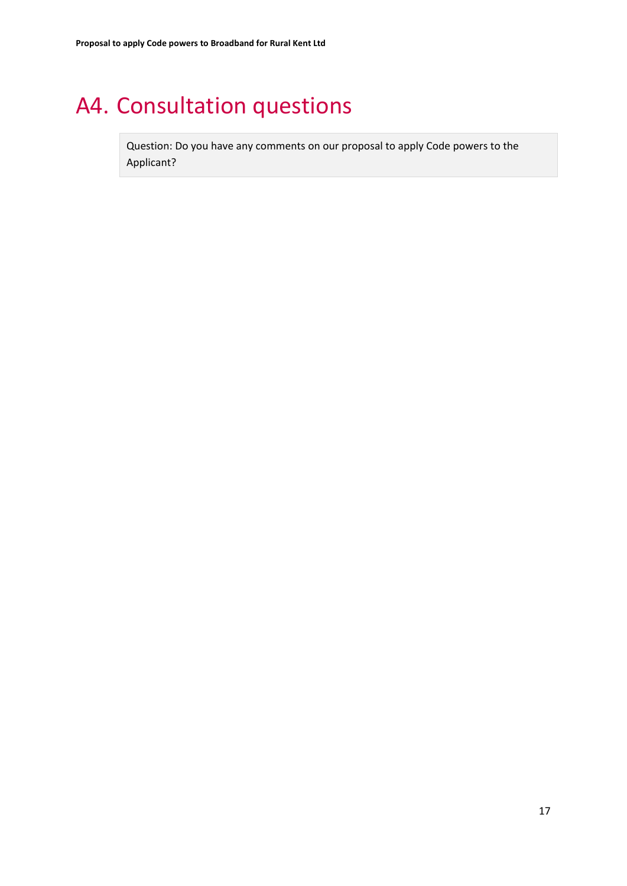# A4. Consultation questions

> Question: Do you have any comments on our proposal to apply Code powers to the Applicant?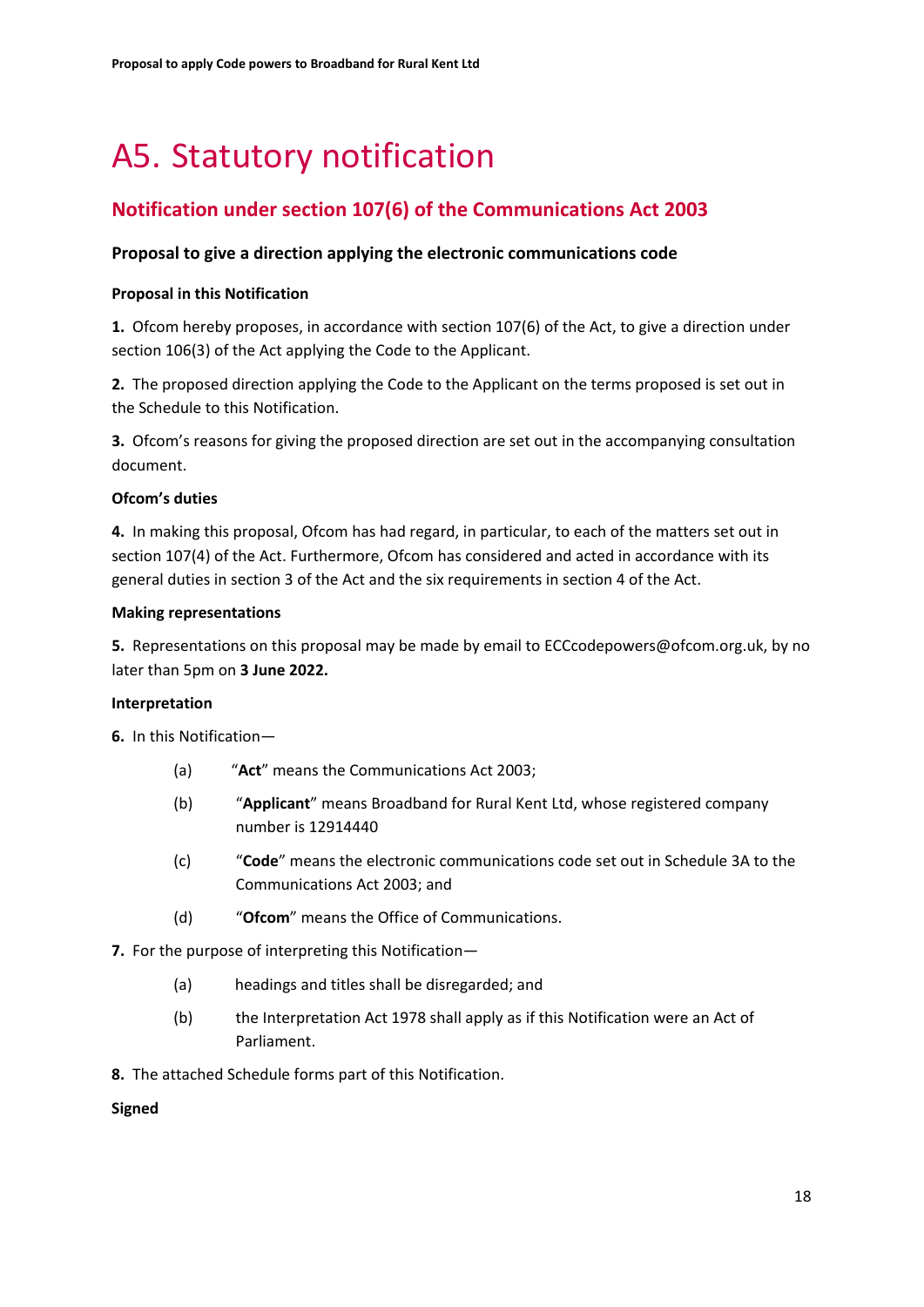# A5. Statutory notification

## Notification under section 107(6) of the Communications Act 2003

### Proposal to give a direction applying the electronic communications code

**Proposal in this Notification**

**1.** Ofcom hereby proposes, in accordance with section 107(6) of the Act, to give a direction under section 106(3) of the Act applying the Code to the Applicant.

**2.** The proposed direction applying the Code to the Applicant on the terms proposed is set out in the Schedule to this Notification.

**3.** Ofcom's reasons for giving the proposed direction are set out in the accompanying consultation document.

**Ofcom's duties**

**4.** In making this proposal, Ofcom has had regard, in particular, to each of the matters set out in section 107(4) of the Act. Furthermore, Ofcom has considered and acted in accordance with its general duties in section 3 of the Act and the six requirements in section 4 of the Act.

**Making representations**

**5.** Representations on this proposal may be made by email to ECCcodepowers@ofcom.org.uk, by no later than 5pm on **3 June 2022.**

**Interpretation**

**6.** In this Notification—

- (a) "**Act**" means the Communications Act 2003;
- (b) "**Applicant**" means Broadband for Rural Kent Ltd, whose registered company number is 12914440
- (c) "**Code**" means the electronic communications code set out in Schedule 3A to the Communications Act 2003; and
- (d) "**Ofcom**" means the Office of Communications.

**7.** For the purpose of interpreting this Notification—

- (a) headings and titles shall be disregarded; and
- (b) the Interpretation Act 1978 shall apply as if this Notification were an Act of Parliament.

**8.** The attached Schedule forms part of this Notification.

**Signed**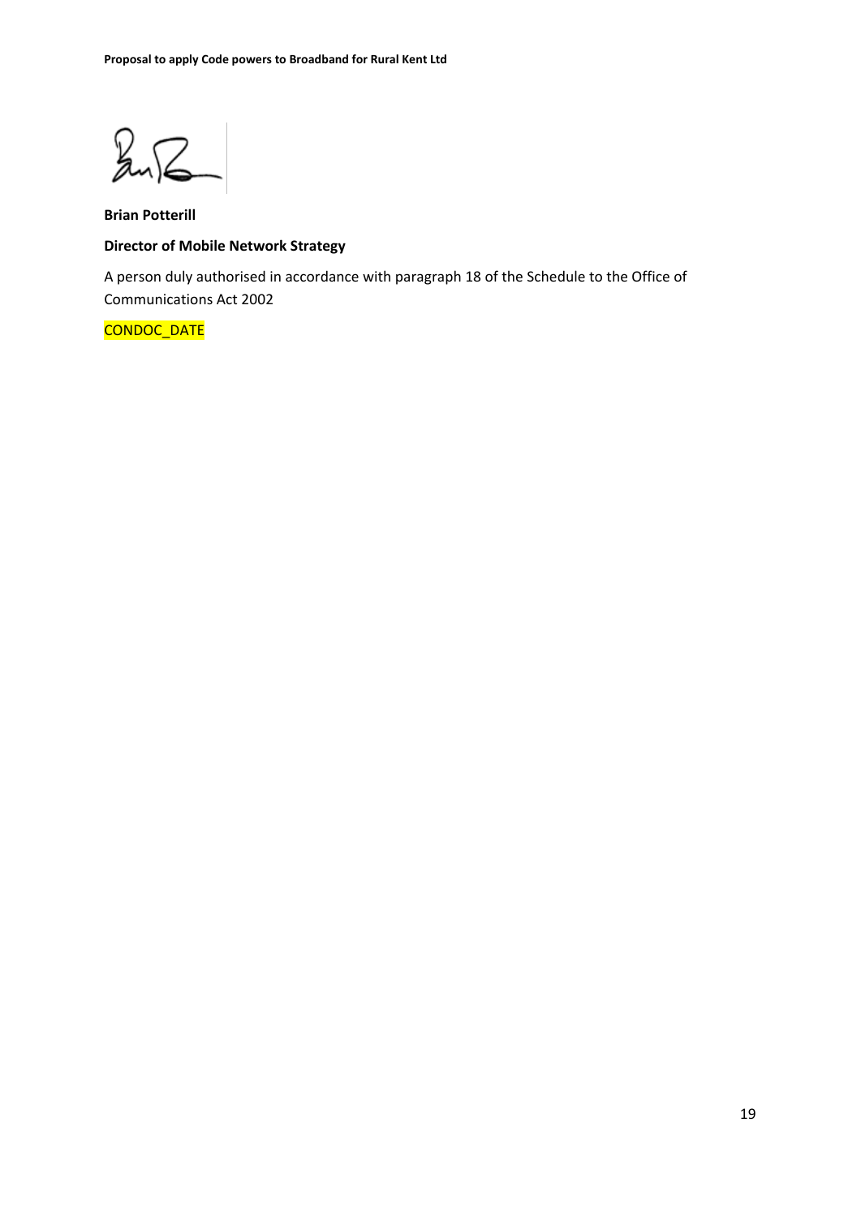**Brian Potterill**

**Director of Mobile Network Strategy**

A person duly authorised in accordance with paragraph 18 of the Schedule to the Office of Communications Act 2002

CONDOC_DATE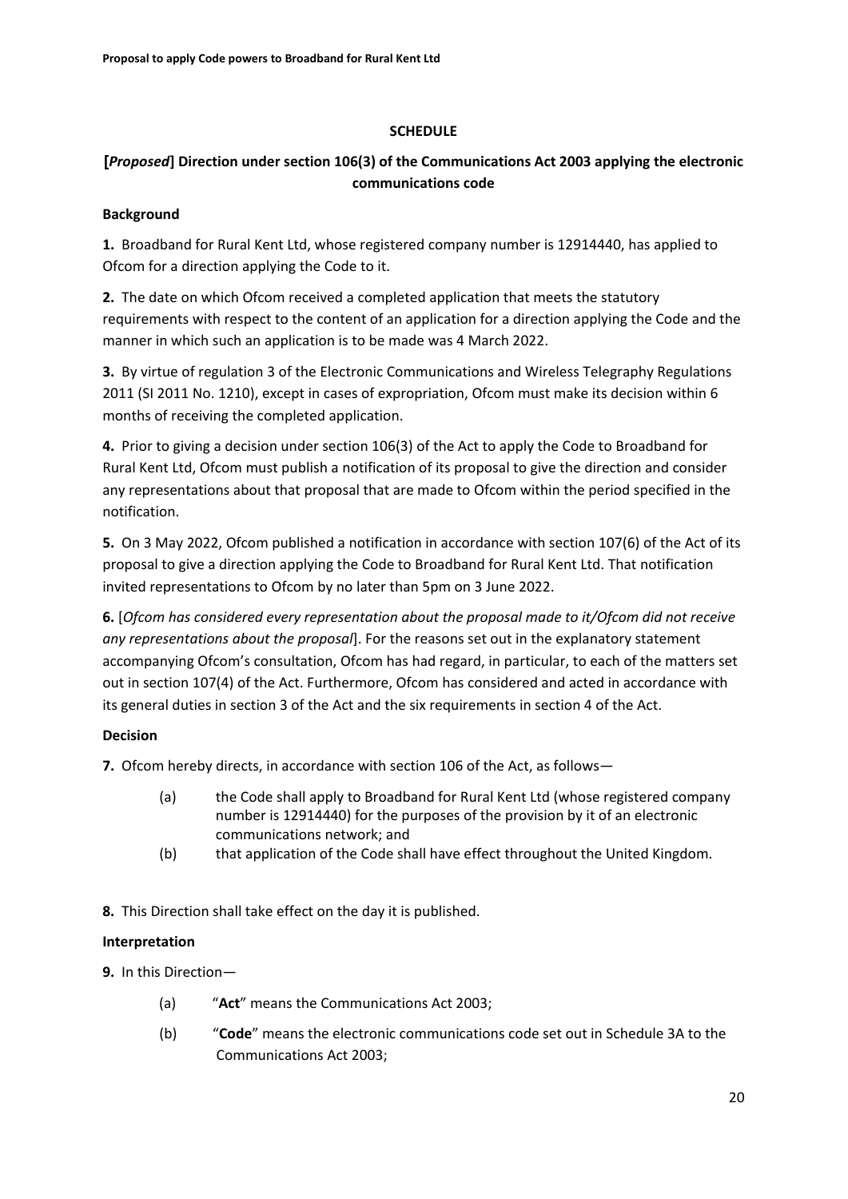**SCHEDULE**

**[*Proposed*] Direction under section 106(3) of the Communications Act 2003 applying the electronic communications code**

**Background**

**1.** Broadband for Rural Kent Ltd, whose registered company number is 12914440, has applied to Ofcom for a direction applying the Code to it.

**2.** The date on which Ofcom received a completed application that meets the statutory requirements with respect to the content of an application for a direction applying the Code and the manner in which such an application is to be made was 4 March 2022.

**3.** By virtue of regulation 3 of the Electronic Communications and Wireless Telegraphy Regulations 2011 (SI 2011 No. 1210), except in cases of expropriation, Ofcom must make its decision within 6 months of receiving the completed application.

**4.** Prior to giving a decision under section 106(3) of the Act to apply the Code to Broadband for Rural Kent Ltd, Ofcom must publish a notification of its proposal to give the direction and consider any representations about that proposal that are made to Ofcom within the period specified in the notification.

**5.** On 3 May 2022, Ofcom published a notification in accordance with section 107(6) of the Act of its proposal to give a direction applying the Code to Broadband for Rural Kent Ltd. That notification invited representations to Ofcom by no later than 5pm on 3 June 2022.

**6.** [*Ofcom has considered every representation about the proposal made to it/Ofcom did not receive any representations about the proposal*]. For the reasons set out in the explanatory statement accompanying Ofcom's consultation, Ofcom has had regard, in particular, to each of the matters set out in section 107(4) of the Act. Furthermore, Ofcom has considered and acted in accordance with its general duties in section 3 of the Act and the six requirements in section 4 of the Act.

**Decision**

**7.** Ofcom hereby directs, in accordance with section 106 of the Act, as follows—

(a) the Code shall apply to Broadband for Rural Kent Ltd (whose registered company number is 12914440) for the purposes of the provision by it of an electronic communications network; and

(b) that application of the Code shall have effect throughout the United Kingdom.

**8.** This Direction shall take effect on the day it is published.

**Interpretation**

**9.** In this Direction—

(a) "**Act**" means the Communications Act 2003;

(b) "**Code**" means the electronic communications code set out in Schedule 3A to the Communications Act 2003;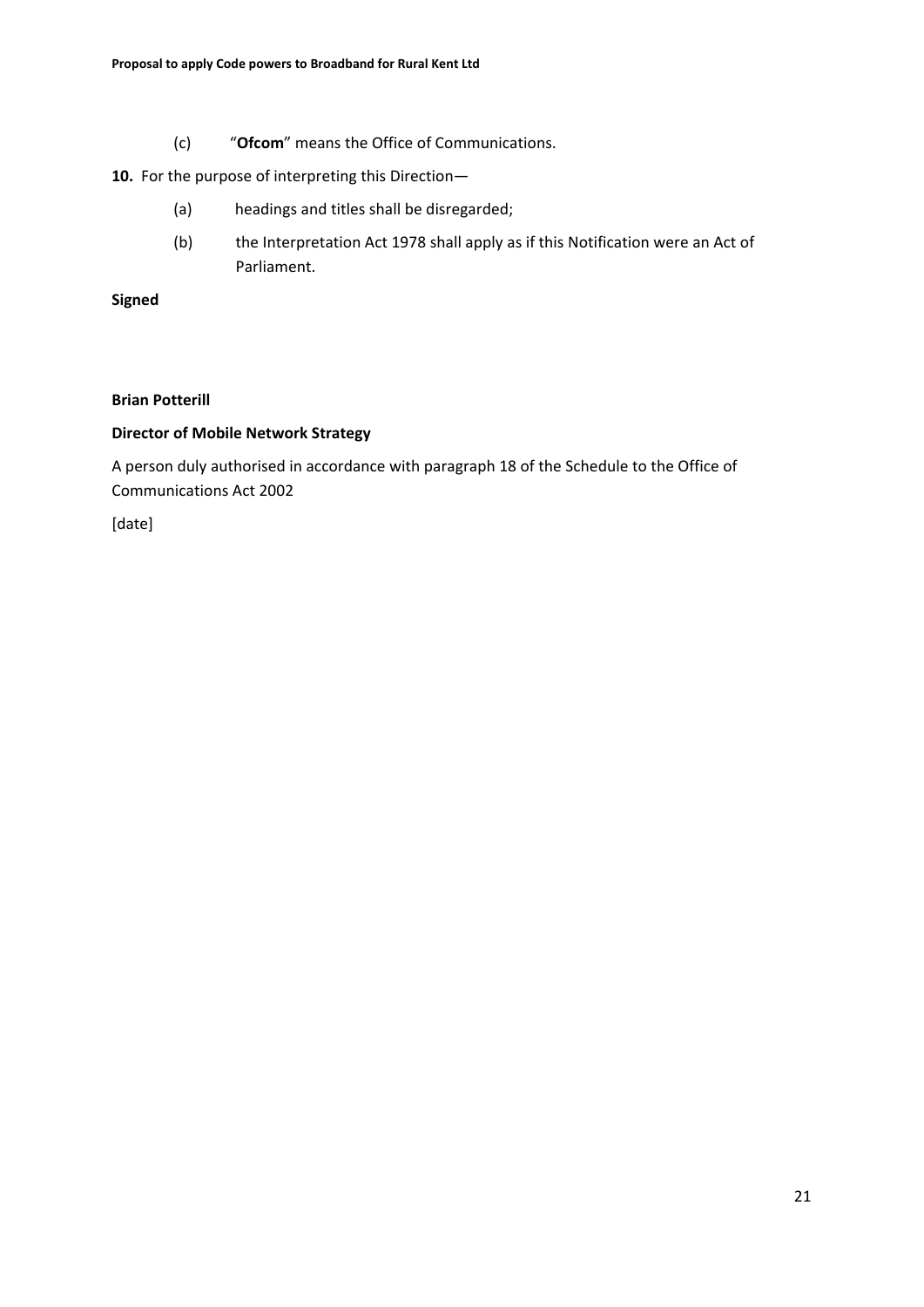(c) "**Ofcom**" means the Office of Communications.

**10.** For the purpose of interpreting this Direction—

(a) headings and titles shall be disregarded;

(b) the Interpretation Act 1978 shall apply as if this Notification were an Act of Parliament.

**Signed**

**Brian Potterill**

**Director of Mobile Network Strategy**

A person duly authorised in accordance with paragraph 18 of the Schedule to the Office of Communications Act 2002

[date]